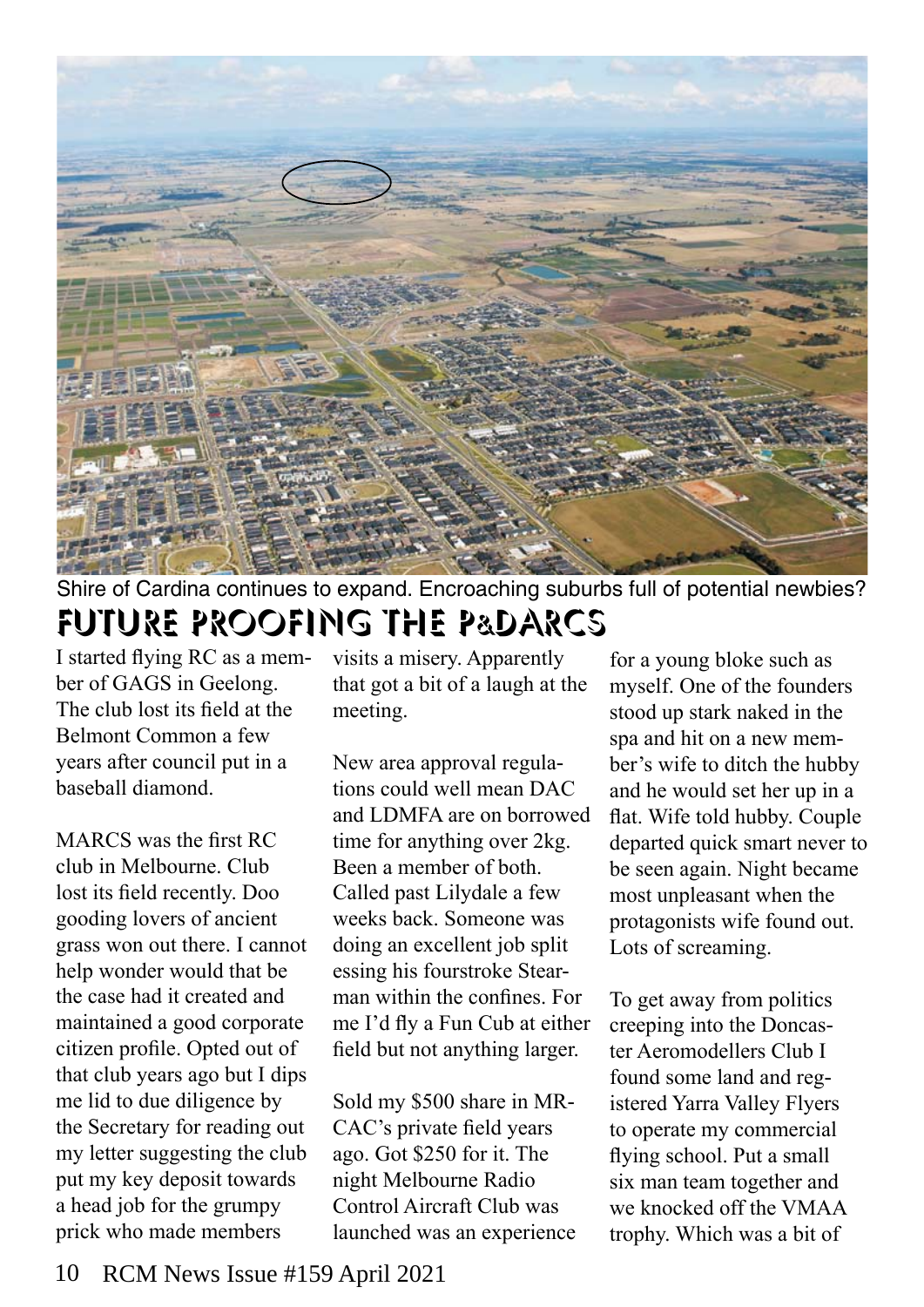Shire of Cardina continues to expand. Encroaching suburbs full of potential newbies?

# FUTURE PROOFING THE P&DARCS

I started flying RC as a member of GAGS in Geelong. The club lost its field at the Belmont Common a few years after council put in a baseball diamond.

MARCS was the first RC club in Melbourne. Club lost its field recently. Doo gooding lovers of ancient grass won out there. I cannot help wonder would that be the case had it created and maintained a good corporate citizen profile. Opted out of that club years ago but I dips me lid to due diligence by the Secretary for reading out my letter suggesting the club put my key deposit towards a head job for the grumpy prick who made members visits a misery. Apparently that got a bit of a laugh at the meeting.

New area approval regulations could well mean DAC and LDMFA are on borrowed time for anything over 2kg. Been a member of both. Called past Lilydale a few weeks back. Someone was doing an excellent job split essing his fourstroke Stearman within the confines. For me I'd fly a Fun Cub at either field but not anything larger.

Sold my $500 share in MRCAC's private field years ago. Got $250 for it. The night Melbourne Radio Control Aircraft Club was launched was an experience for a young bloke such as myself. One of the founders stood up stark naked in the spa and hit on a new member's wife to ditch the hubby and he would set her up in a flat. Wife told hubby. Couple departed quick smart never to be seen again. Night became most unpleasant when the protagonists wife found out. Lots of screaming.

To get away from politics creeping into the Doncaster Aeromodellers Club I found some land and registered Yarra Valley Flyers to operate my commercial flying school. Put a small six man team together and we knocked off the VMAA trophy. Which was a bit of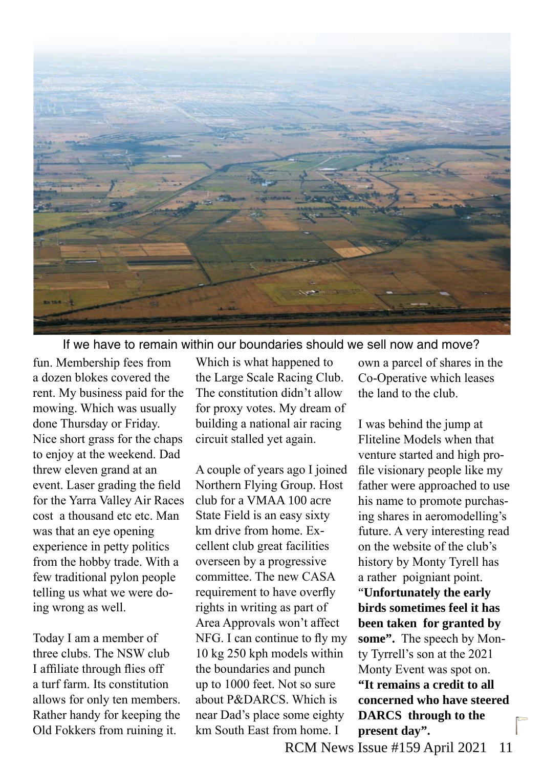If we have to remain within our boundaries should we sell now and move?

fun. Membership fees from a dozen blokes covered the rent. My business paid for the mowing. Which was usually done Thursday or Friday. Nice short grass for the chaps to enjoy at the weekend. Dad threw eleven grand at an event. Laser grading the field for the Yarra Valley Air Races cost a thousand etc etc. Man was that an eye opening experience in petty politics from the hobby trade. With a few traditional pylon people telling us what we were doing wrong as well.

Today I am a member of three clubs. The NSW club I affiliate through flies off a turf farm. Its constitution allows for only ten members. Rather handy for keeping the Old Fokkers from ruining it. Which is what happened to the Large Scale Racing Club. The constitution didn't allow for proxy votes. My dream of building a national air racing circuit stalled yet again.

A couple of years ago I joined Northern Flying Group. Host club for a VMAA 100 acre State Field is an easy sixty km drive from home. Excellent club great facilities overseen by a progressive committee. The new CASA requirement to have overfly rights in writing as part of Area Approvals won't affect NFG. I can continue to fly my 10 kg 250 kph models within the boundaries and punch up to 1000 feet. Not so sure about P&DARCS. Which is near Dad's place some eighty km South East from home. I own a parcel of shares in the Co-Operative which leases the land to the club.

I was behind the jump at Fliteline Models when that venture started and high profile visionary people like my father were approached to use his name to promote purchasing shares in aeromodelling's future. A very interesting read on the website of the club's history by Monty Tyrell has a rather poigniant point. "**Unfortunately the early birds sometimes feel it has been taken for granted by some".** The speech by Monty Tyrrell's son at the 2021 Monty Event was spot on. **"It remains a credit to all concerned who have steered DARCS through to the present day".**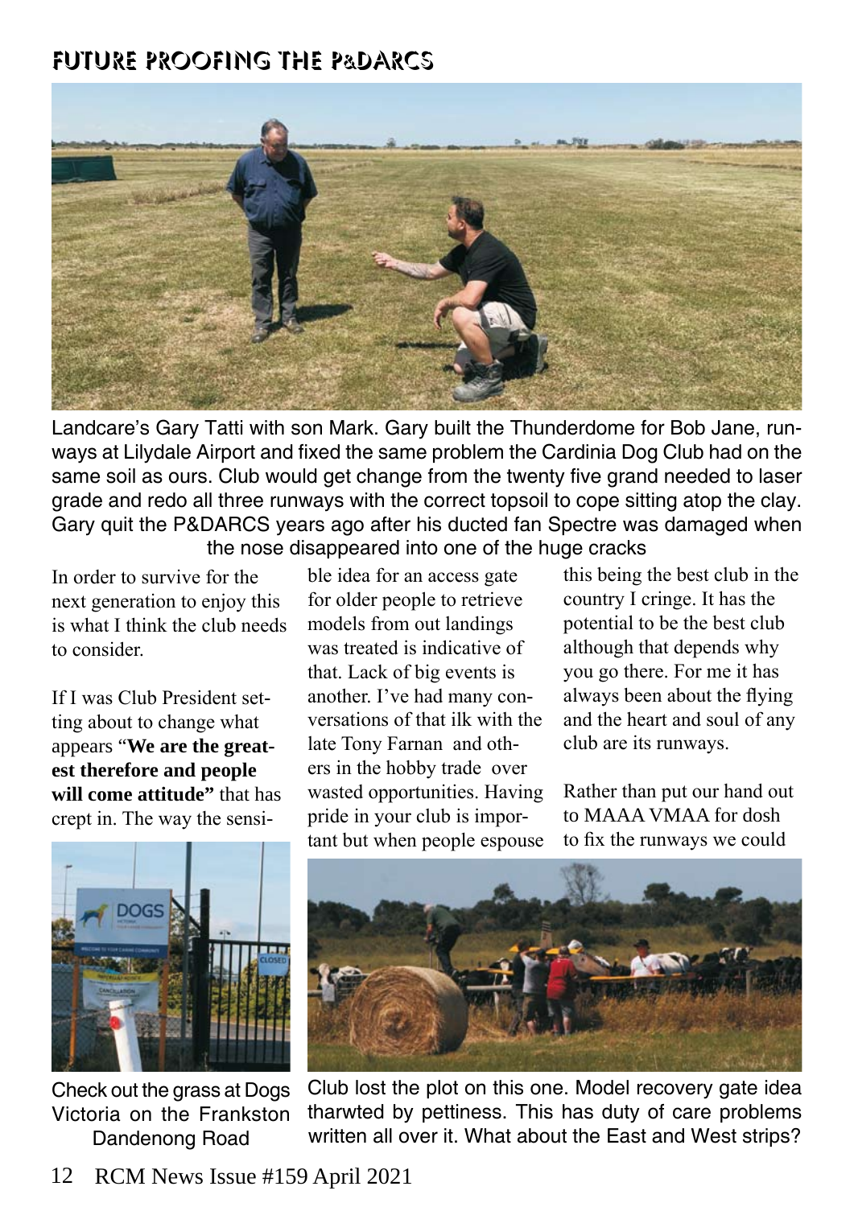# FUTURE PROOFING THE P&DARCS

Landcare's Gary Tatti with son Mark. Gary built the Thunderdome for Bob Jane, runways at Lilydale Airport and fixed the same problem the Cardinia Dog Club had on the same soil as ours. Club would get change from the twenty five grand needed to laser grade and redo all three runways with the correct topsoil to cope sitting atop the clay. Gary quit the P&DARCS years ago after his ducted fan Spectre was damaged when the nose disappeared into one of the huge cracks

In order to survive for the next generation to enjoy this is what I think the club needs to consider.

If I was Club President setting about to change what appears "**We are the greatest therefore and people will come attitude"** that has crept in. The way the sensible idea for an access gate for older people to retrieve models from out landings was treated is indicative of that. Lack of big events is another. I've had many conversations of that ilk with the late Tony Farnan and others in the hobby trade over wasted opportunities. Having pride in your club is important but when people espouse this being the best club in the country I cringe. It has the potential to be the best club although that depends why you go there. For me it has always been about the flying and the heart and soul of any club are its runways.

Rather than put our hand out to MAAA VMAA for dosh to fix the runways we could

Check out the grass at Dogs Victoria on the Frankston Dandenong Road

Club lost the plot on this one. Model recovery gate idea tharwted by pettiness. This has duty of care problems written all over it. What about the East and West strips?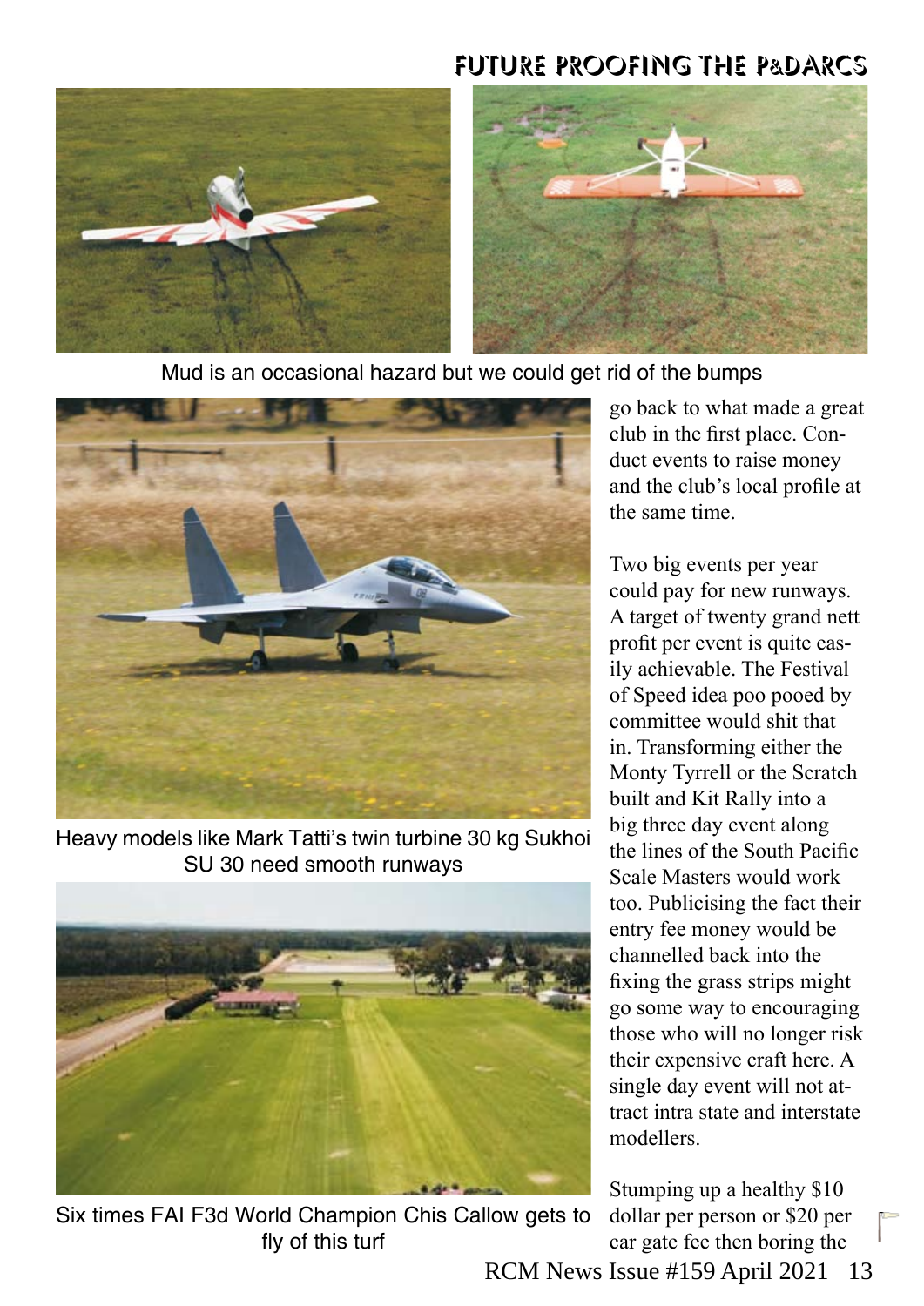Mud is an occasional hazard but we could get rid of the bumps

Heavy models like Mark Tatti's twin turbine 30 kg Sukhoi SU 30 need smooth runways

Six times FAI F3d World Champion Chis Callow gets to fly of this turf

go back to what made a great club in the first place. Conduct events to raise money and the club's local profile at the same time.

Two big events per year could pay for new runways. A target of twenty grand nett profit per event is quite easily achievable. The Festival of Speed idea poo pooed by committee would shit that in. Transforming either the Monty Tyrrell or the Scratch built and Kit Rally into a big three day event along the lines of the South Pacific Scale Masters would work too. Publicising the fact their entry fee money would be channelled back into the fixing the grass strips might go some way to encouraging those who will no longer risk their expensive craft here. A single day event will not attract intra state and interstate modellers.

Stumping up a healthy $10 dollar per person or $20 per car gate fee then boring the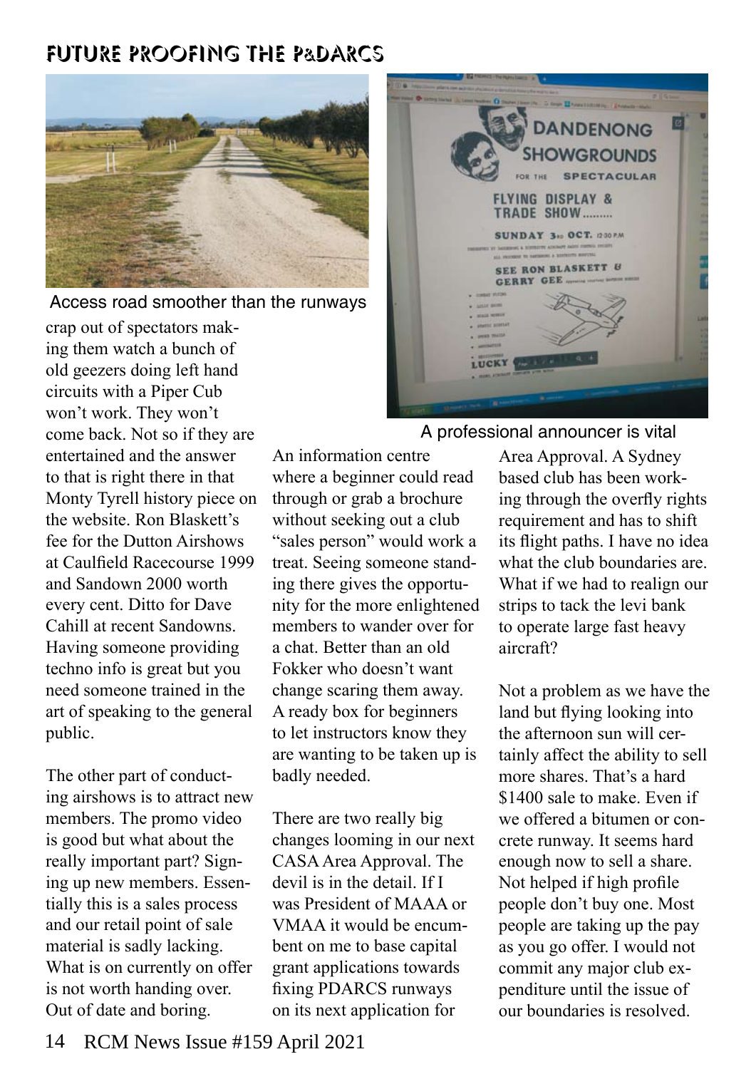# FUTURE PROOFING THE P&DARCS

Access road smoother than the runways

A professional announcer is vital

crap out of spectators making them watch a bunch of old geezers doing left hand circuits with a Piper Cub won't work. They won't come back. Not so if they are entertained and the answer to that is right there in that Monty Tyrell history piece on the website. Ron Blaskett's fee for the Dutton Airshows at Caulfield Racecourse 1999 and Sandown 2000 worth every cent. Ditto for Dave Cahill at recent Sandowns. Having someone providing techno info is great but you need someone trained in the art of speaking to the general public.

The other part of conducting airshows is to attract new members. The promo video is good but what about the really important part? Signing up new members. Essentially this is a sales process and our retail point of sale material is sadly lacking. What is on currently on offer is not worth handing over. Out of date and boring.

An information centre where a beginner could read through or grab a brochure without seeking out a club "sales person" would work a treat. Seeing someone standing there gives the opportunity for the more enlightened members to wander over for a chat. Better than an old Fokker who doesn't want change scaring them away. A ready box for beginners to let instructors know they are wanting to be taken up is badly needed.

There are two really big changes looming in our next CASA Area Approval. The devil is in the detail. If I was President of MAAA or VMAA it would be encumbent on me to base capital grant applications towards fixing PDARCS runways on its next application for Area Approval. A Sydney based club has been working through the overfly rights requirement and has to shift its flight paths. I have no idea what the club boundaries are. What if we had to realign our strips to tack the levi bank to operate large fast heavy aircraft?

Not a problem as we have the land but flying looking into the afternoon sun will certainly affect the ability to sell more shares. That's a hard $1400 sale to make. Even if we offered a bitumen or concrete runway. It seems hard enough now to sell a share. Not helped if high profile people don't buy one. Most people are taking up the pay as you go offer. I would not commit any major club expenditure until the issue of our boundaries is resolved.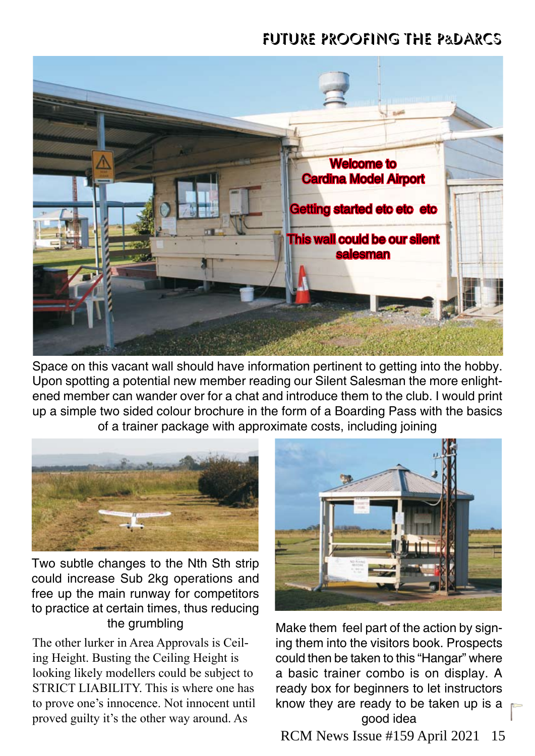# FUTURE PROOFING THE P&DARCS

Space on this vacant wall should have information pertinent to getting into the hobby. Upon spotting a potential new member reading our Silent Salesman the more enlightened member can wander over for a chat and introduce them to the club. I would print up a simple two sided colour brochure in the form of a Boarding Pass with the basics of a trainer package with approximate costs, including joining

Two subtle changes to the Nth Sth strip could increase Sub 2kg operations and free up the main runway for competitors to practice at certain times, thus reducing the grumbling

The other lurker in Area Approvals is Ceiling Height. Busting the Ceiling Height is looking likely modellers could be subject to STRICT LIABILITY. This is where one has to prove one's innocence. Not innocent until proved guilty it's the other way around. As

Make them feel part of the action by signing them into the visitors book. Prospects could then be taken to this "Hangar" where a basic trainer combo is on display. A ready box for beginners to let instructors know they are ready to be taken up is a good idea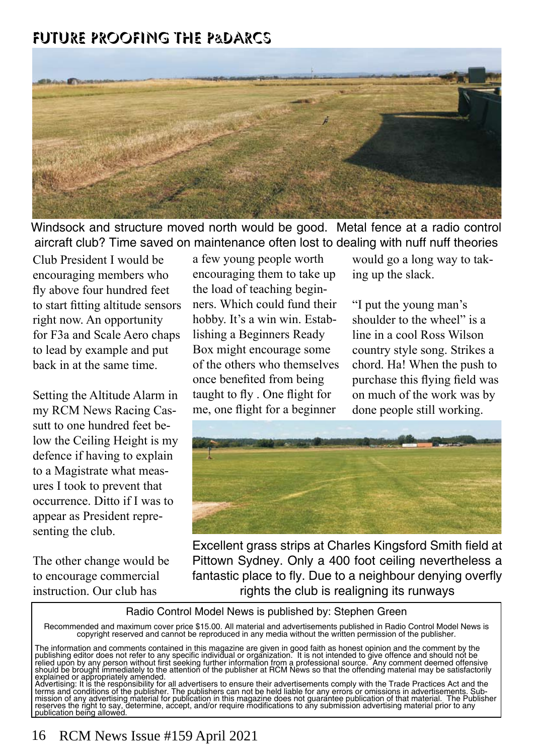## FUTURE PROOFING THE P&DARCS

Windsock and structure moved north would be good. Metal fence at a radio control aircraft club? Time saved on maintenance often lost to dealing with nuff nuff theories

Club President I would be encouraging members who fly above four hundred feet to start fitting altitude sensors right now. An opportunity for F3a and Scale Aero chaps to lead by example and put back in at the same time.

Setting the Altitude Alarm in my RCM News Racing Cassutt to one hundred feet below the Ceiling Height is my defence if having to explain to a Magistrate what measures I took to prevent that occurrence. Ditto if I was to appear as President representing the club.

The other change would be to encourage commercial instruction. Our club has a few young people worth encouraging them to take up the load of teaching beginners. Which could fund their hobby. It's a win win. Establishing a Beginners Ready Box might encourage some of the others who themselves once benefited from being taught to fly . One flight for me, one flight for a beginner would go a long way to taking up the slack.

"I put the young man's shoulder to the wheel" is a line in a cool Ross Wilson country style song. Strikes a chord. Ha! When the push to purchase this flying field was on much of the work was by done people still working.

Excellent grass strips at Charles Kingsford Smith field at Pittown Sydney. Only a 400 foot ceiling nevertheless a fantastic place to fly. Due to a neighbour denying overfly rights the club is realigning its runways

Radio Control Model News is published by: Stephen Green

Recommended and maximum cover price $15.00. All material and advertisements published in Radio Control Model News is copyright reserved and cannot be reproduced in any media without the written permission of the publisher.

The information and comments contained in this magazine are given in good faith as honest opinion and the comment by the publishing editor does not refer to any specific individual or organization. It is not intended to give offence and should not be relied upon by any person without first seeking further information from a professional source. Any comment deemed offensive should be brought immediately to the attention of the publisher at RCM News so that the offending material may be satisfactorily explained or appropriately amended.
Advertising: It is the responsibility for all advertisers to ensure their advertisements comply with the Trade Practices Act and the terms and conditions of the publisher. The publishers can not be held liable for any errors or omissions in advertisements. Submission of any advertising material for publication in this magazine does not guarantee publication of that material. The Publisher reserves the right to say, determine, accept, and/or require modifications to any submission advertising material prior to any publication being allowed.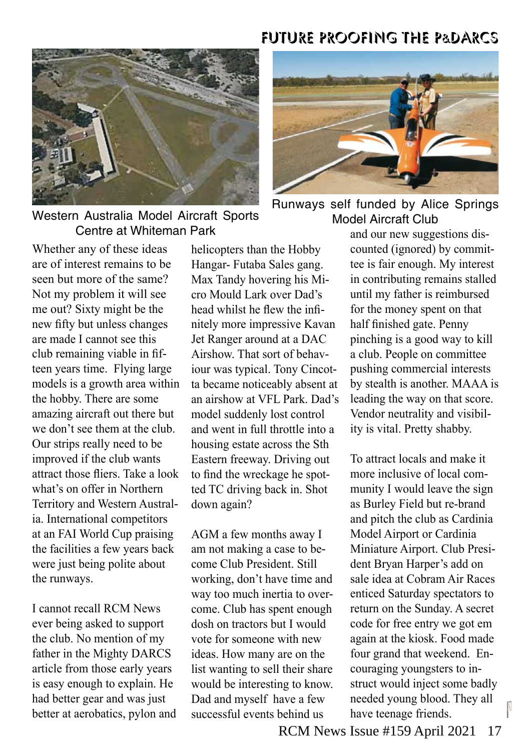Western Australia Model Aircraft Sports Centre at Whiteman Park

Runways self funded by Alice Springs Model Aircraft Club

Whether any of these ideas are of interest remains to be seen but more of the same? Not my problem it will see me out? Sixty might be the new fifty but unless changes are made I cannot see this club remaining viable in fifteen years time. Flying large models is a growth area within the hobby. There are some amazing aircraft out there but we don't see them at the club. Our strips really need to be improved if the club wants attract those fliers. Take a look what's on offer in Northern Territory and Western Australia. International competitors at an FAI World Cup praising the facilities a few years back were just being polite about the runways.

I cannot recall RCM News ever being asked to support the club. No mention of my father in the Mighty DARCS article from those early years is easy enough to explain. He had better gear and was just better at aerobatics, pylon and helicopters than the Hobby Hangar- Futaba Sales gang. Max Tandy hovering his Micro Mould Lark over Dad's head whilst he flew the infinitely more impressive Kavan Jet Ranger around at a DAC Airshow. That sort of behaviour was typical. Tony Cincotta became noticeably absent at an airshow at VFL Park. Dad's model suddenly lost control and went in full throttle into a housing estate across the Sth Eastern freeway. Driving out to find the wreckage he spotted TC driving back in. Shot down again?

AGM a few months away I am not making a case to become Club President. Still working, don't have time and way too much inertia to overcome. Club has spent enough dosh on tractors but I would vote for someone with new ideas. How many are on the list wanting to sell their share would be interesting to know. Dad and myself have a few successful events behind us and our new suggestions discounted (ignored) by committee is fair enough. My interest in contributing remains stalled until my father is reimbursed for the money spent on that half finished gate. Penny pinching is a good way to kill a club. People on committee pushing commercial interests by stealth is another. MAAA is leading the way on that score. Vendor neutrality and visibility is vital. Pretty shabby.

To attract locals and make it more inclusive of local community I would leave the sign as Burley Field but re-brand and pitch the club as Cardinia Model Airport or Cardinia Miniature Airport. Club President Bryan Harper's add on sale idea at Cobram Air Races enticed Saturday spectators to return on the Sunday. A secret code for free entry we got em again at the kiosk. Food made four grand that weekend. Encouraging youngsters to instruct would inject some badly needed young blood. They all have teenage friends.